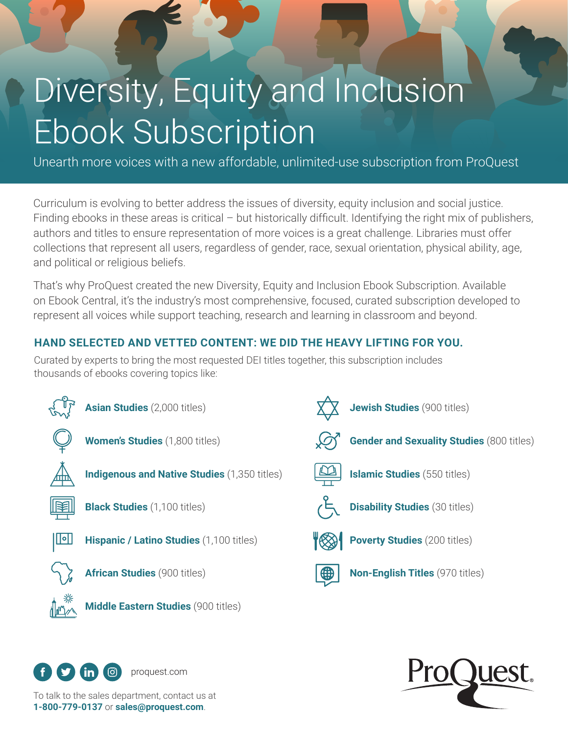# Diversity, Equity and Inclusion Ebook Subscription

Unearth more voices with a new affordable, unlimited-use subscription from ProQuest

Curriculum is evolving to better address the issues of diversity, equity inclusion and social justice. Finding ebooks in these areas is critical – but historically difficult. Identifying the right mix of publishers, authors and titles to ensure representation of more voices is a great challenge. Libraries must offer collections that represent all users, regardless of gender, race, sexual orientation, physical ability, age, and political or religious beliefs.

That's why ProQuest created the new Diversity, Equity and Inclusion Ebook Subscription. Available on Ebook Central, it's the industry's most comprehensive, focused, curated subscription developed to represent all voices while support teaching, research and learning in classroom and beyond.

## HAND SELECTED AND VETTED CONTENT: WE DID THE HEAVY LIFTING FOR YOU.

Curated by experts to bring the most requested DEI titles together, this subscription includes thousands of ebooks covering topics like:

- **Asian Studies** (2,000 titles)
- **Women's Studies** (1,800 titles)
- **Indigenous and Native Studies** (1,350 titles)
- **Black Studies** (1,100 titles)
- **Hispanic / Latino Studies** (1,100 titles)
- **African Studies** (900 titles)
- **Middle Eastern Studies** (900 titles)
- **Jewish Studies** (900 titles)
- **Gender and Sexuality Studies** (800 titles)
- **Islamic Studies** (550 titles)
- **Disability Studies** (30 titles)
- **Poverty Studies** (200 titles)
- **Non-English Titles** (970 titles)

proquest.com

To talk to the sales department, contact us at **1-800-779-0137** or **sales@proquest.com**.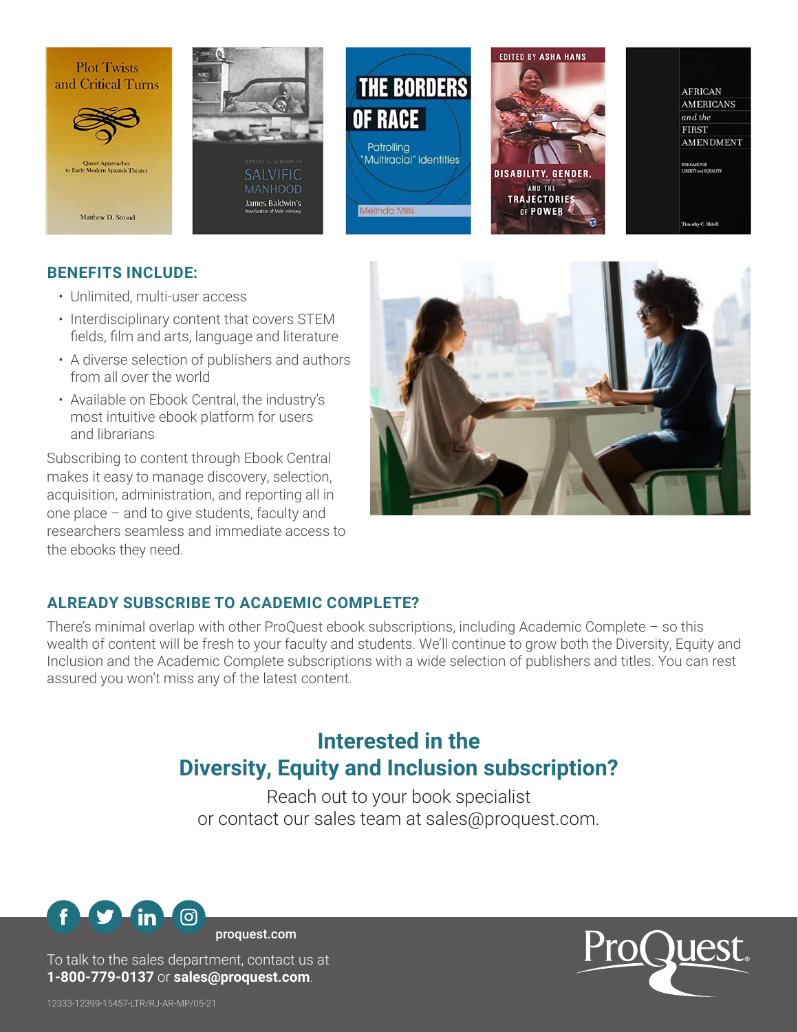## BENEFITS INCLUDE:

- Unlimited, multi-user access
- Interdisciplinary content that covers STEM fields, film and arts, language and literature
- A diverse selection of publishers and authors from all over the world
- Available on Ebook Central, the industry's most intuitive ebook platform for users and librarians

Subscribing to content through Ebook Central makes it easy to manage discovery, selection, acquisition, administration, and reporting all in one place – and to give students, faculty and researchers seamless and immediate access to the ebooks they need.

## ALREADY SUBSCRIBE TO ACADEMIC COMPLETE?

There's minimal overlap with other ProQuest ebook subscriptions, including Academic Complete – so this wealth of content will be fresh to your faculty and students. We'll continue to grow both the Diversity, Equity and Inclusion and the Academic Complete subscriptions with a wide selection of publishers and titles. You can rest assured you won't miss any of the latest content.

## Interested in the Diversity, Equity and Inclusion subscription?

Reach out to your book specialist
or contact our sales team at sales@proquest.com.

proquest.com

To talk to the sales department, contact us at **1-800-779-0137** or **sales@proquest.com**.

12333-12399-15457-LTR/RJ-AR-MP/05-21